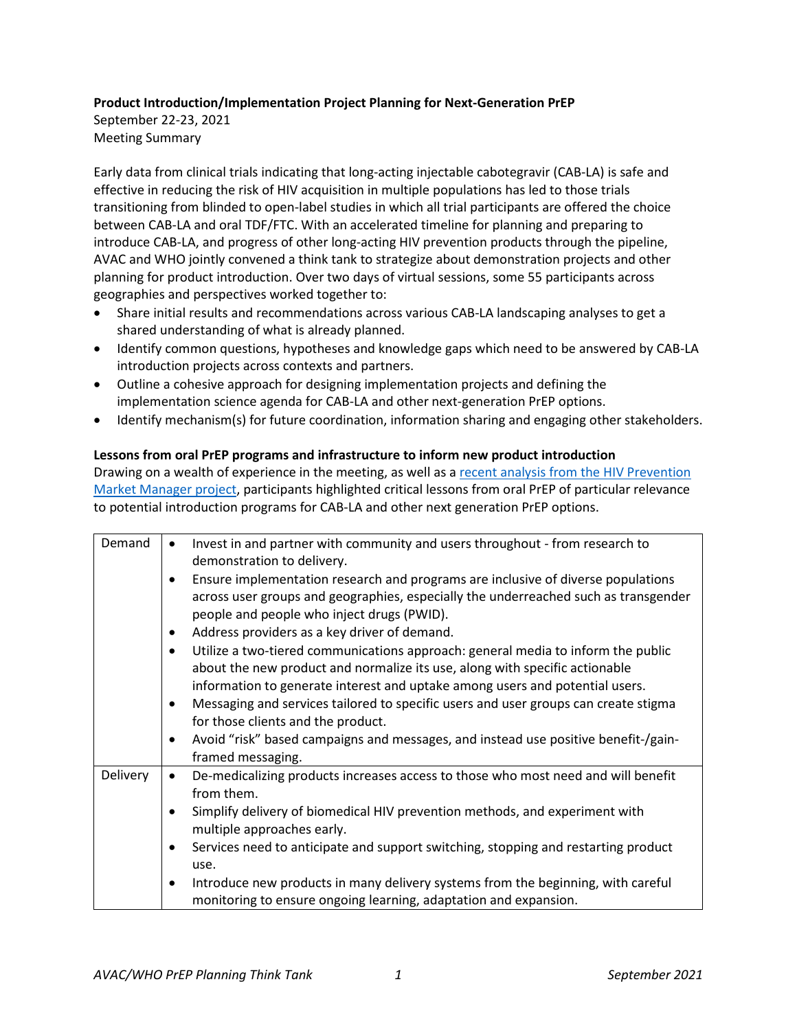**Product Introduction/Implementation Project Planning for Next-Generation PrEP**

September 22-23, 2021

Meeting Summary

Early data from clinical trials indicating that long-acting injectable cabotegravir (CAB-LA) is safe and effective in reducing the risk of HIV acquisition in multiple populations has led to those trials transitioning from blinded to open-label studies in which all trial participants are offered the choice between CAB-LA and oral TDF/FTC. With an accelerated timeline for planning and preparing to introduce CAB-LA, and progress of other long-acting HIV prevention products through the pipeline, AVAC and WHO jointly convened a think tank to strategize about demonstration projects and other planning for product introduction. Over two days of virtual sessions, some 55 participants across geographies and perspectives worked together to:

- Share initial results and recommendations across various CAB-LA landscaping analyses to get a shared understanding of what is already planned.
- Identify common questions, hypotheses and knowledge gaps which need to be answered by CAB-LA introduction projects across contexts and partners.
- Outline a cohesive approach for designing implementation projects and defining the implementation science agenda for CAB-LA and other next-generation PrEP options.
- Identify mechanism(s) for future coordination, information sharing and engaging other stakeholders.

**Lessons from oral PrEP programs and infrastructure to inform new product introduction**

Drawing on a wealth of experience in the meeting, as well as a recent analysis from the HIV Prevention Market Manager project, participants highlighted critical lessons from oral PrEP of particular relevance to potential introduction programs for CAB-LA and other next generation PrEP options.

| | |
|---|---|
| Demand | • Invest in and partner with community and users throughout - from research to demonstration to delivery.<br>• Ensure implementation research and programs are inclusive of diverse populations across user groups and geographies, especially the underreached such as transgender people and people who inject drugs (PWID).<br>• Address providers as a key driver of demand.<br>• Utilize a two-tiered communications approach: general media to inform the public about the new product and normalize its use, along with specific actionable information to generate interest and uptake among users and potential users.<br>• Messaging and services tailored to specific users and user groups can create stigma for those clients and the product.<br>• Avoid "risk" based campaigns and messages, and instead use positive benefit-/gain-framed messaging. |
| Delivery | • De-medicalizing products increases access to those who most need and will benefit from them.<br>• Simplify delivery of biomedical HIV prevention methods, and experiment with multiple approaches early.<br>• Services need to anticipate and support switching, stopping and restarting product use.<br>• Introduce new products in many delivery systems from the beginning, with careful monitoring to ensure ongoing learning, adaptation and expansion. |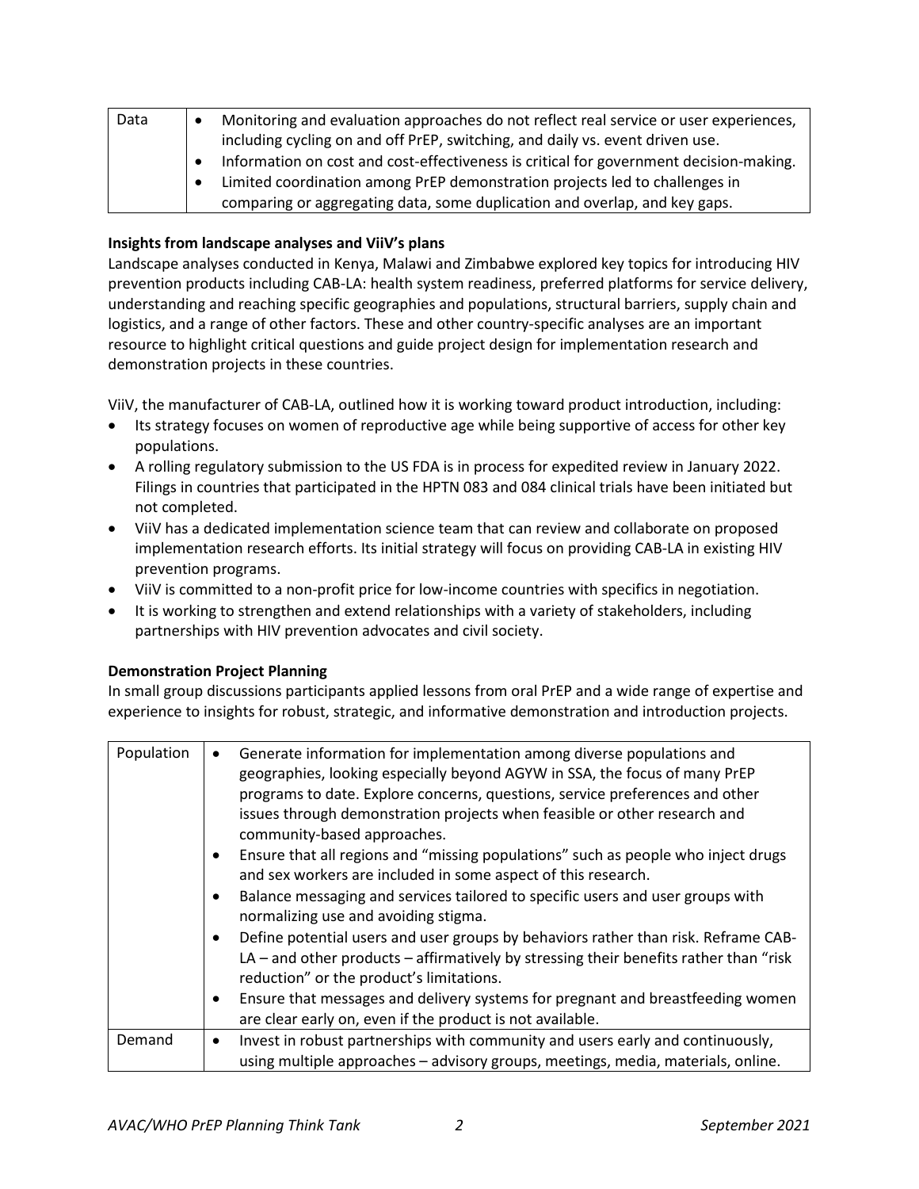| Data | • Monitoring and evaluation approaches do not reflect real service or user experiences, including cycling on and off PrEP, switching, and daily vs. event driven use.<br>• Information on cost and cost-effectiveness is critical for government decision-making.<br>• Limited coordination among PrEP demonstration projects led to challenges in comparing or aggregating data, some duplication and overlap, and key gaps. |
|---|---|

**Insights from landscape analyses and ViiV's plans**

Landscape analyses conducted in Kenya, Malawi and Zimbabwe explored key topics for introducing HIV prevention products including CAB-LA: health system readiness, preferred platforms for service delivery, understanding and reaching specific geographies and populations, structural barriers, supply chain and logistics, and a range of other factors. These and other country-specific analyses are an important resource to highlight critical questions and guide project design for implementation research and demonstration projects in these countries.

ViiV, the manufacturer of CAB-LA, outlined how it is working toward product introduction, including:

- Its strategy focuses on women of reproductive age while being supportive of access for other key populations.
- A rolling regulatory submission to the US FDA is in process for expedited review in January 2022. Filings in countries that participated in the HPTN 083 and 084 clinical trials have been initiated but not completed.
- ViiV has a dedicated implementation science team that can review and collaborate on proposed implementation research efforts. Its initial strategy will focus on providing CAB-LA in existing HIV prevention programs.
- ViiV is committed to a non-profit price for low-income countries with specifics in negotiation.
- It is working to strengthen and extend relationships with a variety of stakeholders, including partnerships with HIV prevention advocates and civil society.

**Demonstration Project Planning**

In small group discussions participants applied lessons from oral PrEP and a wide range of expertise and experience to insights for robust, strategic, and informative demonstration and introduction projects.

| Population | • Generate information for implementation among diverse populations and geographies, looking especially beyond AGYW in SSA, the focus of many PrEP programs to date. Explore concerns, questions, service preferences and other issues through demonstration projects when feasible or other research and community-based approaches.<br>• Ensure that all regions and "missing populations" such as people who inject drugs and sex workers are included in some aspect of this research.<br>• Balance messaging and services tailored to specific users and user groups with normalizing use and avoiding stigma.<br>• Define potential users and user groups by behaviors rather than risk. Reframe CAB-LA – and other products – affirmatively by stressing their benefits rather than "risk reduction" or the product's limitations.<br>• Ensure that messages and delivery systems for pregnant and breastfeeding women are clear early on, even if the product is not available. |
|---|---|
| Demand | • Invest in robust partnerships with community and users early and continuously, using multiple approaches – advisory groups, meetings, media, materials, online. |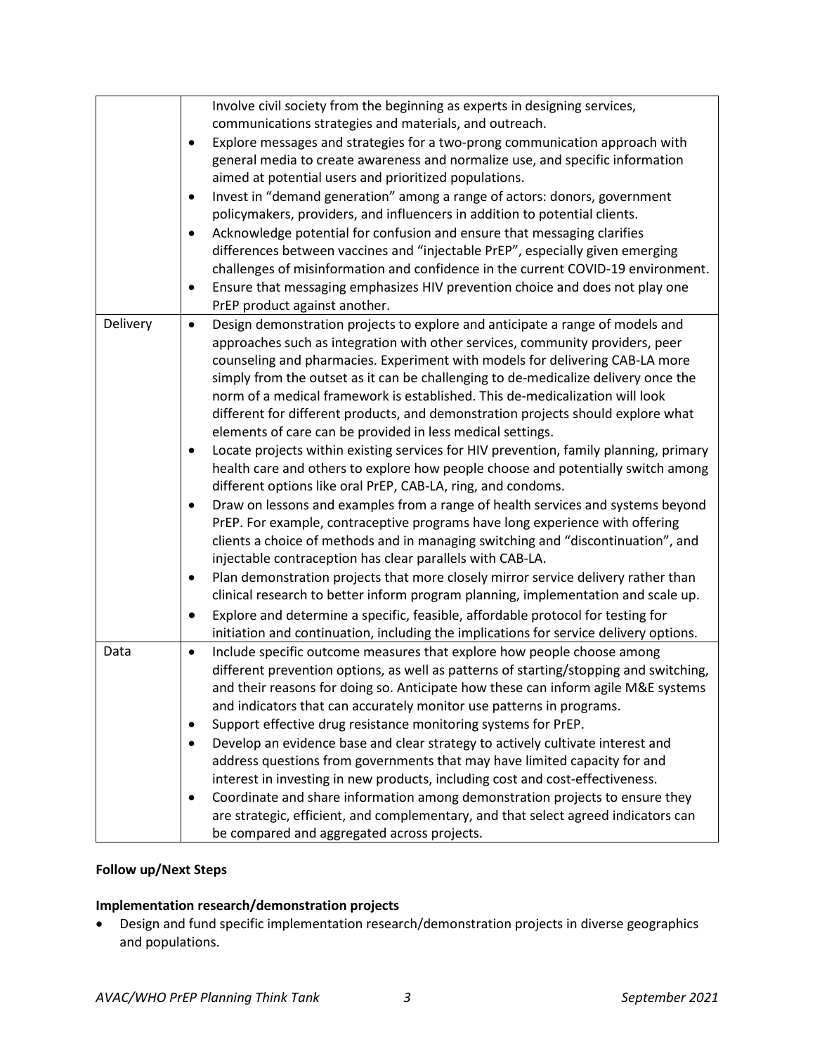| | |
|---|---|
| | Involve civil society from the beginning as experts in designing services, communications strategies and materials, and outreach.<br>• Explore messages and strategies for a two-prong communication approach with general media to create awareness and normalize use, and specific information aimed at potential users and prioritized populations.<br>• Invest in "demand generation" among a range of actors: donors, government policymakers, providers, and influencers in addition to potential clients.<br>• Acknowledge potential for confusion and ensure that messaging clarifies differences between vaccines and "injectable PrEP", especially given emerging challenges of misinformation and confidence in the current COVID-19 environment.<br>• Ensure that messaging emphasizes HIV prevention choice and does not play one PrEP product against another. |
| Delivery | • Design demonstration projects to explore and anticipate a range of models and approaches such as integration with other services, community providers, peer counseling and pharmacies. Experiment with models for delivering CAB-LA more simply from the outset as it can be challenging to de-medicalize delivery once the norm of a medical framework is established. This de-medicalization will look different for different products, and demonstration projects should explore what elements of care can be provided in less medical settings.<br>• Locate projects within existing services for HIV prevention, family planning, primary health care and others to explore how people choose and potentially switch among different options like oral PrEP, CAB-LA, ring, and condoms.<br>• Draw on lessons and examples from a range of health services and systems beyond PrEP. For example, contraceptive programs have long experience with offering clients a choice of methods and in managing switching and "discontinuation", and injectable contraception has clear parallels with CAB-LA.<br>• Plan demonstration projects that more closely mirror service delivery rather than clinical research to better inform program planning, implementation and scale up.<br>• Explore and determine a specific, feasible, affordable protocol for testing for initiation and continuation, including the implications for service delivery options. |
| Data | • Include specific outcome measures that explore how people choose among different prevention options, as well as patterns of starting/stopping and switching, and their reasons for doing so. Anticipate how these can inform agile M&E systems and indicators that can accurately monitor use patterns in programs.<br>• Support effective drug resistance monitoring systems for PrEP.<br>• Develop an evidence base and clear strategy to actively cultivate interest and address questions from governments that may have limited capacity for and interest in investing in new products, including cost and cost-effectiveness.<br>• Coordinate and share information among demonstration projects to ensure they are strategic, efficient, and complementary, and that select agreed indicators can be compared and aggregated across projects. |

**Follow up/Next Steps**

**Implementation research/demonstration projects**

- Design and fund specific implementation research/demonstration projects in diverse geographics and populations.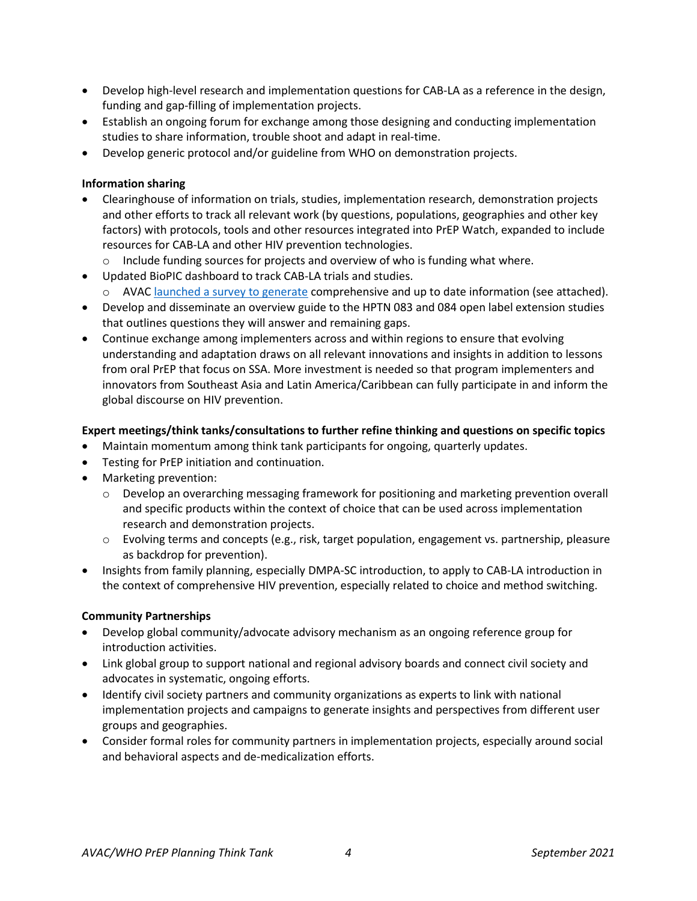- Develop high-level research and implementation questions for CAB-LA as a reference in the design, funding and gap-filling of implementation projects.
- Establish an ongoing forum for exchange among those designing and conducting implementation studies to share information, trouble shoot and adapt in real-time.
- Develop generic protocol and/or guideline from WHO on demonstration projects.

**Information sharing**

- Clearinghouse of information on trials, studies, implementation research, demonstration projects and other efforts to track all relevant work (by questions, populations, geographies and other key factors) with protocols, tools and other resources integrated into PrEP Watch, expanded to include resources for CAB-LA and other HIV prevention technologies.
  - Include funding sources for projects and overview of who is funding what where.
- Updated BioPIC dashboard to track CAB-LA trials and studies.
  - AVAC launched a survey to generate comprehensive and up to date information (see attached).
- Develop and disseminate an overview guide to the HPTN 083 and 084 open label extension studies that outlines questions they will answer and remaining gaps.
- Continue exchange among implementers across and within regions to ensure that evolving understanding and adaptation draws on all relevant innovations and insights in addition to lessons from oral PrEP that focus on SSA. More investment is needed so that program implementers and innovators from Southeast Asia and Latin America/Caribbean can fully participate in and inform the global discourse on HIV prevention.

**Expert meetings/think tanks/consultations to further refine thinking and questions on specific topics**

- Maintain momentum among think tank participants for ongoing, quarterly updates.
- Testing for PrEP initiation and continuation.
- Marketing prevention:
  - Develop an overarching messaging framework for positioning and marketing prevention overall and specific products within the context of choice that can be used across implementation research and demonstration projects.
  - Evolving terms and concepts (e.g., risk, target population, engagement vs. partnership, pleasure as backdrop for prevention).
- Insights from family planning, especially DMPA-SC introduction, to apply to CAB-LA introduction in the context of comprehensive HIV prevention, especially related to choice and method switching.

**Community Partnerships**

- Develop global community/advocate advisory mechanism as an ongoing reference group for introduction activities.
- Link global group to support national and regional advisory boards and connect civil society and advocates in systematic, ongoing efforts.
- Identify civil society partners and community organizations as experts to link with national implementation projects and campaigns to generate insights and perspectives from different user groups and geographies.
- Consider formal roles for community partners in implementation projects, especially around social and behavioral aspects and de-medicalization efforts.